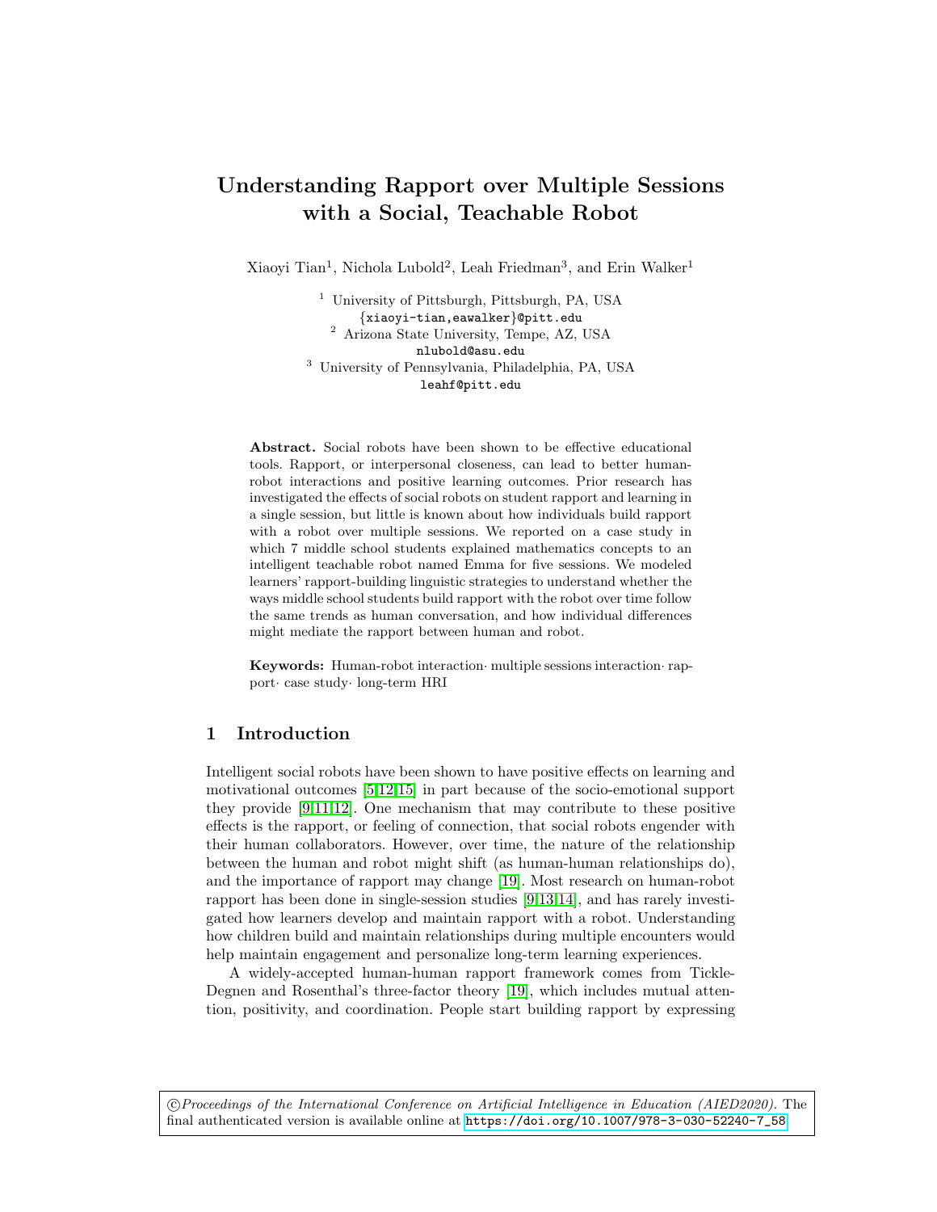# Understanding Rapport over Multiple Sessions with a Social, Teachable Robot

Xiaoyi Tian[1], Nichola Lubold[2], Leah Friedman[3], and Erin Walker[1]

[1] University of Pittsburgh, Pittsburgh, PA, USA
{xiaoyi-tian,eawalker}@pitt.edu
[2] Arizona State University, Tempe, AZ, USA
nlubold@asu.edu
[3] University of Pennsylvania, Philadelphia, PA, USA
leahf@pitt.edu

**Abstract.** Social robots have been shown to be effective educational tools. Rapport, or interpersonal closeness, can lead to better human-robot interactions and positive learning outcomes. Prior research has investigated the effects of social robots on student rapport and learning in a single session, but little is known about how individuals build rapport with a robot over multiple sessions. We reported on a case study in which 7 middle school students explained mathematics concepts to an intelligent teachable robot named Emma for five sessions. We modeled learners' rapport-building linguistic strategies to understand whether the ways middle school students build rapport with the robot over time follow the same trends as human conversation, and how individual differences might mediate the rapport between human and robot.

**Keywords:** Human-robot interaction· multiple sessions interaction· rapport· case study· long-term HRI

## 1 Introduction

Intelligent social robots have been shown to have positive effects on learning and motivational outcomes [5,12,15] in part because of the socio-emotional support they provide [9,11,12]. One mechanism that may contribute to these positive effects is the rapport, or feeling of connection, that social robots engender with their human collaborators. However, over time, the nature of the relationship between the human and robot might shift (as human-human relationships do), and the importance of rapport may change [19]. Most research on human-robot rapport has been done in single-session studies [9,13,14], and has rarely investigated how learners develop and maintain rapport with a robot. Understanding how children build and maintain relationships during multiple encounters would help maintain engagement and personalize long-term learning experiences.

A widely-accepted human-human rapport framework comes from Tickle-Degnen and Rosenthal's three-factor theory [19], which includes mutual attention, positivity, and coordination. People start building rapport by expressing

©*Proceedings of the International Conference on Artificial Intelligence in Education (AIED2020).* The final authenticated version is available online at https://doi.org/10.1007/978-3-030-52240-7_58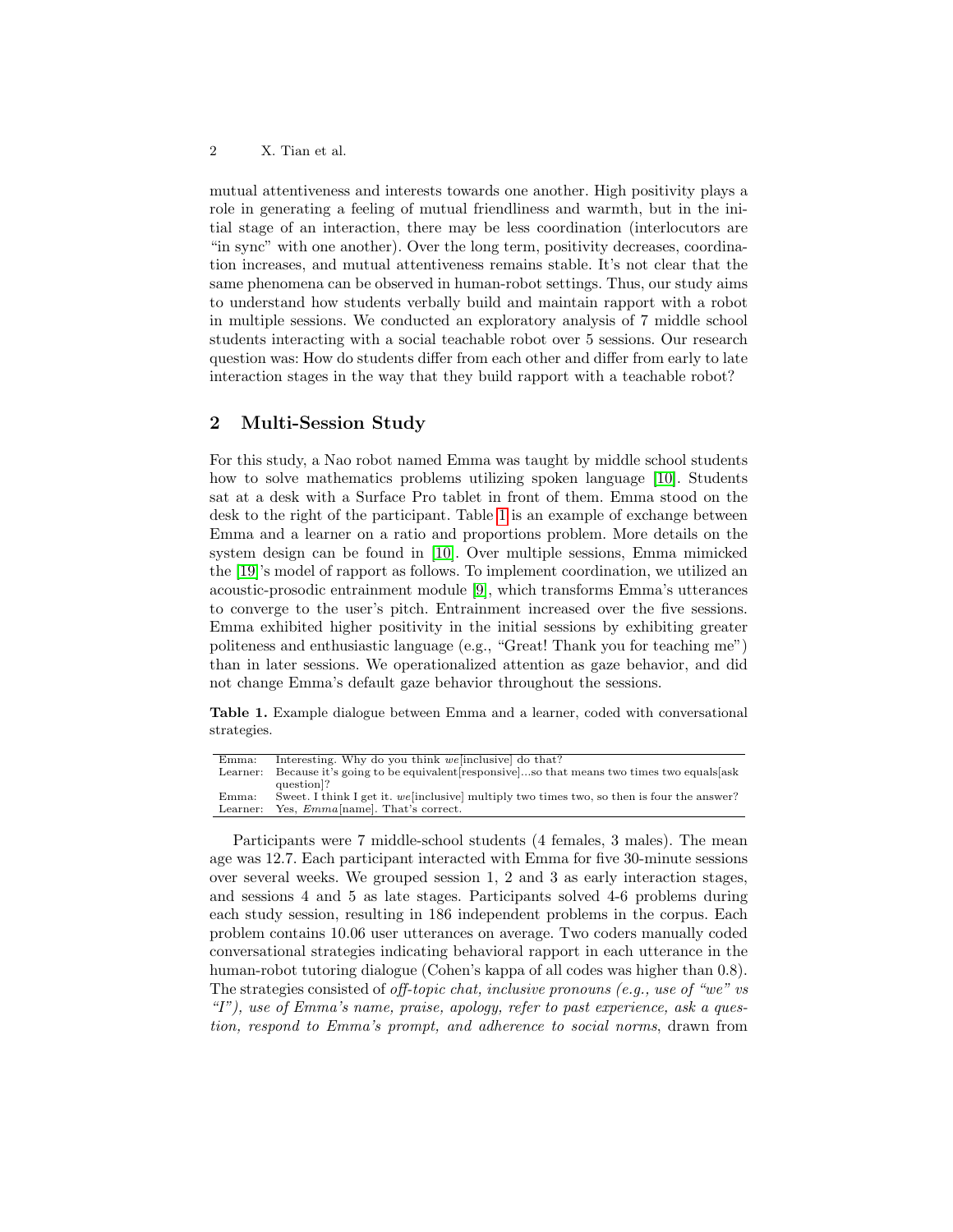mutual attentiveness and interests towards one another. High positivity plays a role in generating a feeling of mutual friendliness and warmth, but in the initial stage of an interaction, there may be less coordination (interlocutors are "in sync" with one another). Over the long term, positivity decreases, coordination increases, and mutual attentiveness remains stable. It's not clear that the same phenomena can be observed in human-robot settings. Thus, our study aims to understand how students verbally build and maintain rapport with a robot in multiple sessions. We conducted an exploratory analysis of 7 middle school students interacting with a social teachable robot over 5 sessions. Our research question was: How do students differ from each other and differ from early to late interaction stages in the way that they build rapport with a teachable robot?

## 2 Multi-Session Study

For this study, a Nao robot named Emma was taught by middle school students how to solve mathematics problems utilizing spoken language [10]. Students sat at a desk with a Surface Pro tablet in front of them. Emma stood on the desk to the right of the participant. Table 1 is an example of exchange between Emma and a learner on a ratio and proportions problem. More details on the system design can be found in [10]. Over multiple sessions, Emma mimicked the [19]'s model of rapport as follows. To implement coordination, we utilized an acoustic-prosodic entrainment module [9], which transforms Emma's utterances to converge to the user's pitch. Entrainment increased over the five sessions. Emma exhibited higher positivity in the initial sessions by exhibiting greater politeness and enthusiastic language (e.g., "Great! Thank you for teaching me") than in later sessions. We operationalized attention as gaze behavior, and did not change Emma's default gaze behavior throughout the sessions.

**Table 1.** Example dialogue between Emma and a learner, coded with conversational strategies.

| | |
|---|---|
| Emma: | Interesting. Why do you think *we*[inclusive] do that? |
| Learner: | Because it's going to be equivalent[responsive]...so that means two times two equals[ask question]? |
| Emma: | Sweet. I think I get it. *we*[inclusive] multiply two times two, so then is four the answer? |
| Learner: | Yes, *Emma*[name]. That's correct. |

Participants were 7 middle-school students (4 females, 3 males). The mean age was 12.7. Each participant interacted with Emma for five 30-minute sessions over several weeks. We grouped session 1, 2 and 3 as early interaction stages, and sessions 4 and 5 as late stages. Participants solved 4-6 problems during each study session, resulting in 186 independent problems in the corpus. Each problem contains 10.06 user utterances on average. Two coders manually coded conversational strategies indicating behavioral rapport in each utterance in the human-robot tutoring dialogue (Cohen's kappa of all codes was higher than 0.8). The strategies consisted of *off-topic chat, inclusive pronouns (e.g., use of "we" vs "I"), use of Emma's name, praise, apology, refer to past experience, ask a question, respond to Emma's prompt, and adherence to social norms*, drawn from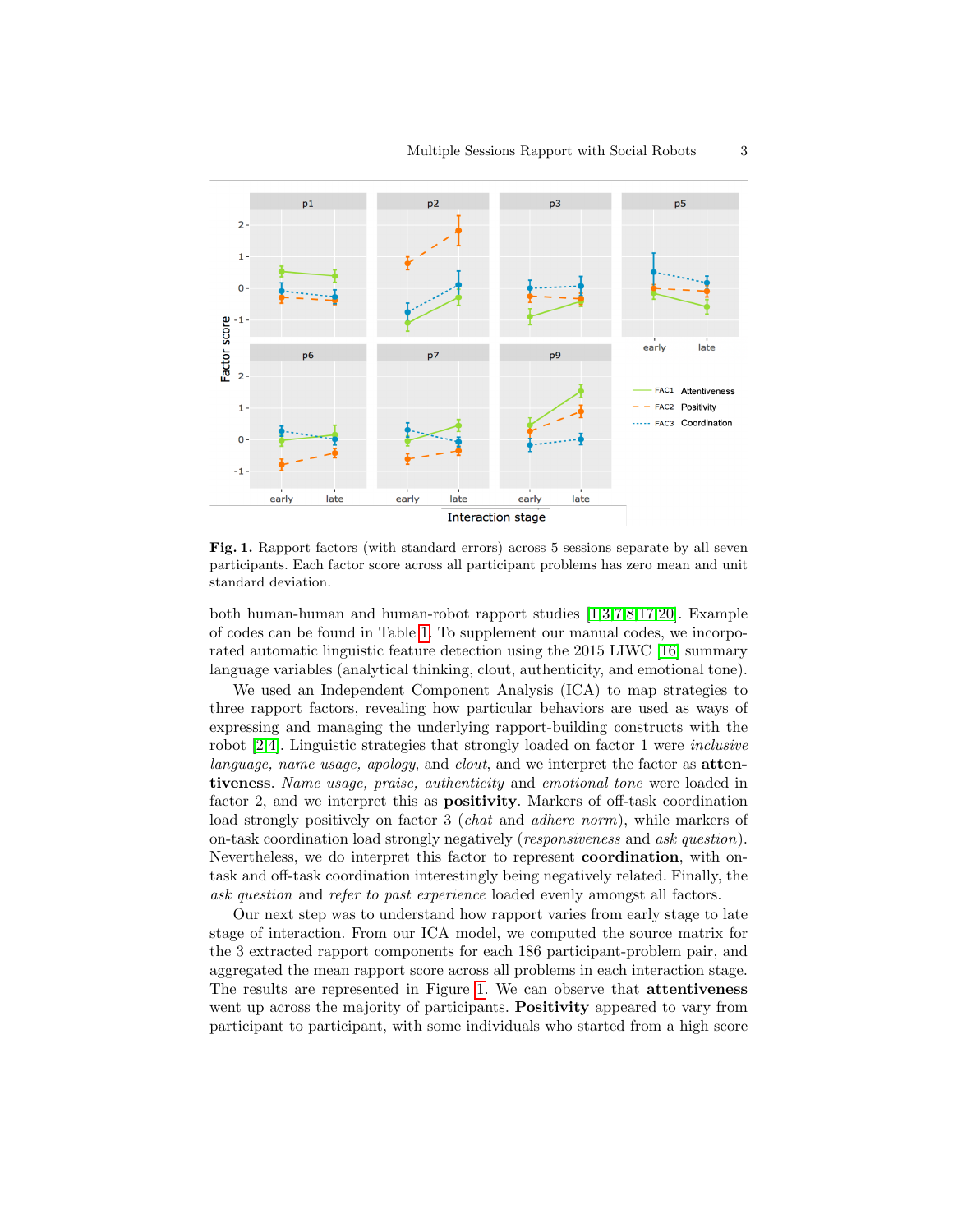**Fig. 1.** Rapport factors (with standard errors) across 5 sessions separate by all seven participants. Each factor score across all participant problems has zero mean and unit standard deviation.

both human-human and human-robot rapport studies [1,3,7,8,17,20]. Example of codes can be found in Table 1. To supplement our manual codes, we incorporated automatic linguistic feature detection using the 2015 LIWC [16] summary language variables (analytical thinking, clout, authenticity, and emotional tone).

We used an Independent Component Analysis (ICA) to map strategies to three rapport factors, revealing how particular behaviors are used as ways of expressing and managing the underlying rapport-building constructs with the robot [2,4]. Linguistic strategies that strongly loaded on factor 1 were *inclusive language, name usage, apology*, and *clout*, and we interpret the factor as **attentiveness**. *Name usage, praise, authenticity* and *emotional tone* were loaded in factor 2, and we interpret this as **positivity**. Markers of off-task coordination load strongly positively on factor 3 (*chat* and *adhere norm*), while markers of on-task coordination load strongly negatively (*responsiveness* and *ask question*). Nevertheless, we do interpret this factor to represent **coordination**, with on-task and off-task coordination interestingly being negatively related. Finally, the *ask question* and *refer to past experience* loaded evenly amongst all factors.

Our next step was to understand how rapport varies from early stage to late stage of interaction. From our ICA model, we computed the source matrix for the 3 extracted rapport components for each 186 participant-problem pair, and aggregated the mean rapport score across all problems in each interaction stage. The results are represented in Figure 1. We can observe that **attentiveness** went up across the majority of participants. **Positivity** appeared to vary from participant to participant, with some individuals who started from a high score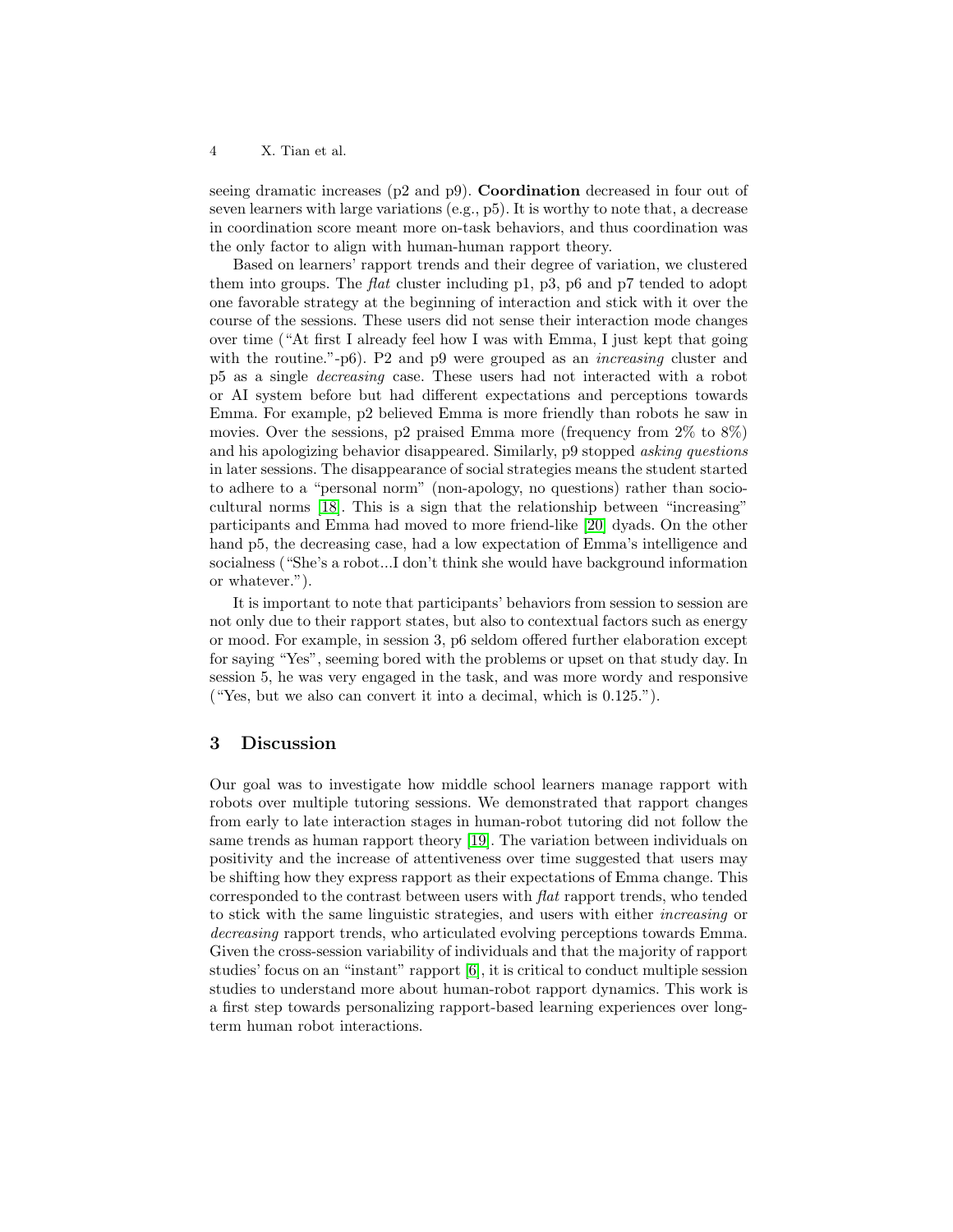seeing dramatic increases (p2 and p9). **Coordination** decreased in four out of seven learners with large variations (e.g., p5). It is worthy to note that, a decrease in coordination score meant more on-task behaviors, and thus coordination was the only factor to align with human-human rapport theory.

Based on learners' rapport trends and their degree of variation, we clustered them into groups. The *flat* cluster including p1, p3, p6 and p7 tended to adopt one favorable strategy at the beginning of interaction and stick with it over the course of the sessions. These users did not sense their interaction mode changes over time ("At first I already feel how I was with Emma, I just kept that going with the routine."-p6). P2 and p9 were grouped as an *increasing* cluster and p5 as a single *decreasing* case. These users had not interacted with a robot or AI system before but had different expectations and perceptions towards Emma. For example, p2 believed Emma is more friendly than robots he saw in movies. Over the sessions, p2 praised Emma more (frequency from 2% to 8%) and his apologizing behavior disappeared. Similarly, p9 stopped *asking questions* in later sessions. The disappearance of social strategies means the student started to adhere to a "personal norm" (non-apology, no questions) rather than socio-cultural norms [18]. This is a sign that the relationship between "increasing" participants and Emma had moved to more friend-like [20] dyads. On the other hand p5, the decreasing case, had a low expectation of Emma's intelligence and socialness ("She's a robot...I don't think she would have background information or whatever.").

It is important to note that participants' behaviors from session to session are not only due to their rapport states, but also to contextual factors such as energy or mood. For example, in session 3, p6 seldom offered further elaboration except for saying "Yes", seeming bored with the problems or upset on that study day. In session 5, he was very engaged in the task, and was more wordy and responsive ("Yes, but we also can convert it into a decimal, which is 0.125.").

## 3 Discussion

Our goal was to investigate how middle school learners manage rapport with robots over multiple tutoring sessions. We demonstrated that rapport changes from early to late interaction stages in human-robot tutoring did not follow the same trends as human rapport theory [19]. The variation between individuals on positivity and the increase of attentiveness over time suggested that users may be shifting how they express rapport as their expectations of Emma change. This corresponded to the contrast between users with *flat* rapport trends, who tended to stick with the same linguistic strategies, and users with either *increasing* or *decreasing* rapport trends, who articulated evolving perceptions towards Emma. Given the cross-session variability of individuals and that the majority of rapport studies' focus on an "instant" rapport [6], it is critical to conduct multiple session studies to understand more about human-robot rapport dynamics. This work is a first step towards personalizing rapport-based learning experiences over long-term human robot interactions.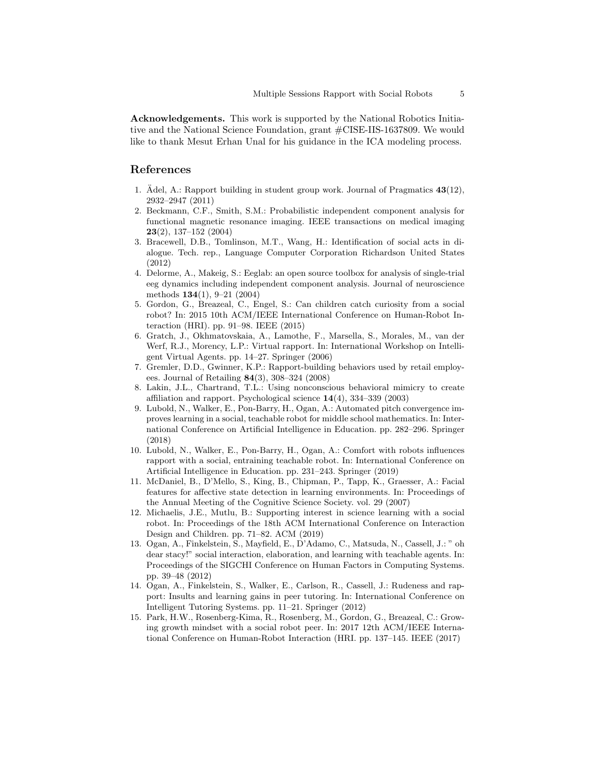**Acknowledgements.** This work is supported by the National Robotics Initiative and the National Science Foundation, grant #CISE-IIS-1637809. We would like to thank Mesut Erhan Unal for his guidance in the ICA modeling process.

## References

1. Ädel, A.: Rapport building in student group work. Journal of Pragmatics **43**(12), 2932–2947 (2011)
2. Beckmann, C.F., Smith, S.M.: Probabilistic independent component analysis for functional magnetic resonance imaging. IEEE transactions on medical imaging **23**(2), 137–152 (2004)
3. Bracewell, D.B., Tomlinson, M.T., Wang, H.: Identification of social acts in dialogue. Tech. rep., Language Computer Corporation Richardson United States (2012)
4. Delorme, A., Makeig, S.: Eeglab: an open source toolbox for analysis of single-trial eeg dynamics including independent component analysis. Journal of neuroscience methods **134**(1), 9–21 (2004)
5. Gordon, G., Breazeal, C., Engel, S.: Can children catch curiosity from a social robot? In: 2015 10th ACM/IEEE International Conference on Human-Robot Interaction (HRI). pp. 91–98. IEEE (2015)
6. Gratch, J., Okhmatovskaia, A., Lamothe, F., Marsella, S., Morales, M., van der Werf, R.J., Morency, L.P.: Virtual rapport. In: International Workshop on Intelligent Virtual Agents. pp. 14–27. Springer (2006)
7. Gremler, D.D., Gwinner, K.P.: Rapport-building behaviors used by retail employees. Journal of Retailing **84**(3), 308–324 (2008)
8. Lakin, J.L., Chartrand, T.L.: Using nonconscious behavioral mimicry to create affiliation and rapport. Psychological science **14**(4), 334–339 (2003)
9. Lubold, N., Walker, E., Pon-Barry, H., Ogan, A.: Automated pitch convergence improves learning in a social, teachable robot for middle school mathematics. In: International Conference on Artificial Intelligence in Education. pp. 282–296. Springer (2018)
10. Lubold, N., Walker, E., Pon-Barry, H., Ogan, A.: Comfort with robots influences rapport with a social, entraining teachable robot. In: International Conference on Artificial Intelligence in Education. pp. 231–243. Springer (2019)
11. McDaniel, B., D'Mello, S., King, B., Chipman, P., Tapp, K., Graesser, A.: Facial features for affective state detection in learning environments. In: Proceedings of the Annual Meeting of the Cognitive Science Society. vol. 29 (2007)
12. Michaelis, J.E., Mutlu, B.: Supporting interest in science learning with a social robot. In: Proceedings of the 18th ACM International Conference on Interaction Design and Children. pp. 71–82. ACM (2019)
13. Ogan, A., Finkelstein, S., Mayfield, E., D'Adamo, C., Matsuda, N., Cassell, J.: " oh dear stacy!" social interaction, elaboration, and learning with teachable agents. In: Proceedings of the SIGCHI Conference on Human Factors in Computing Systems. pp. 39–48 (2012)
14. Ogan, A., Finkelstein, S., Walker, E., Carlson, R., Cassell, J.: Rudeness and rapport: Insults and learning gains in peer tutoring. In: International Conference on Intelligent Tutoring Systems. pp. 11–21. Springer (2012)
15. Park, H.W., Rosenberg-Kima, R., Rosenberg, M., Gordon, G., Breazeal, C.: Growing growth mindset with a social robot peer. In: 2017 12th ACM/IEEE International Conference on Human-Robot Interaction (HRI. pp. 137–145. IEEE (2017)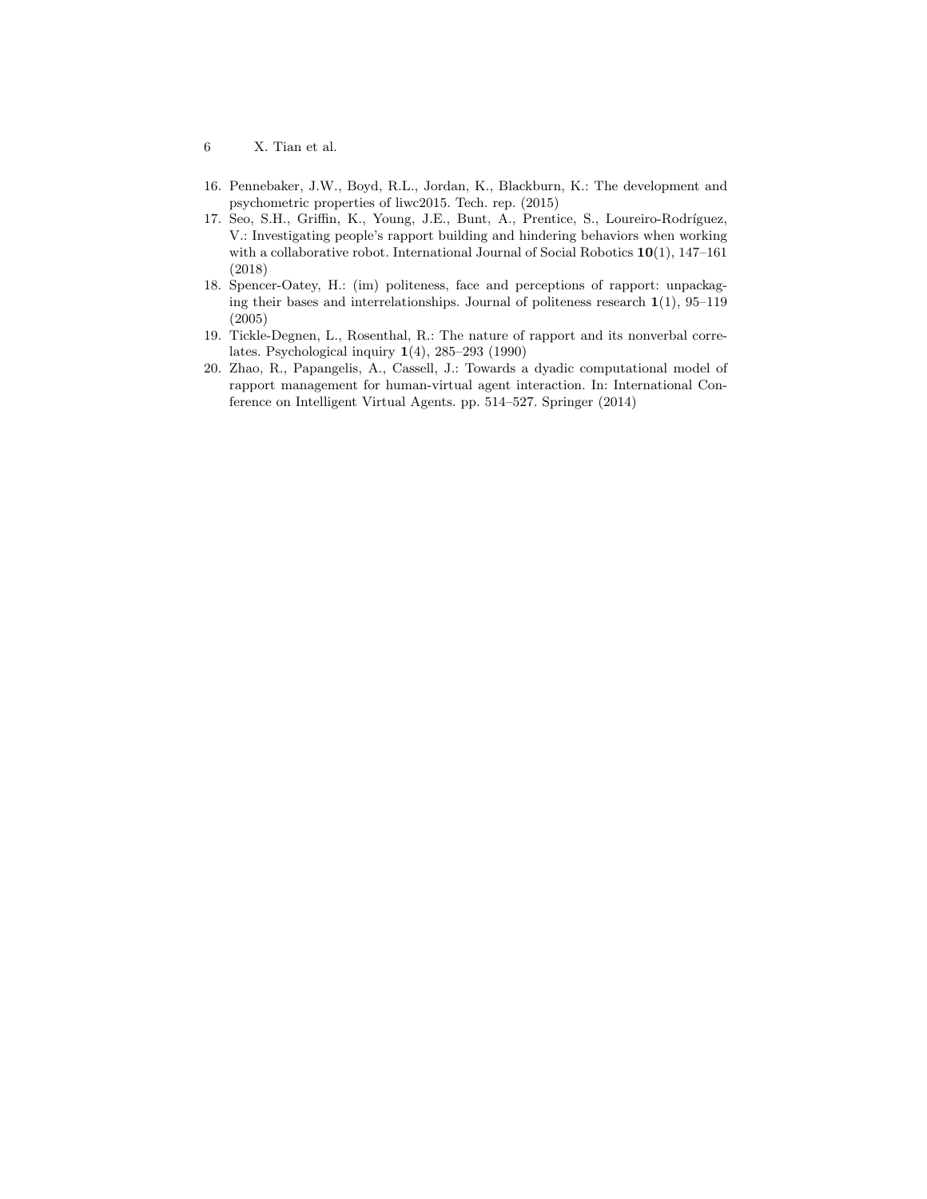16. Pennebaker, J.W., Boyd, R.L., Jordan, K., Blackburn, K.: The development and psychometric properties of liwc2015. Tech. rep. (2015)
17. Seo, S.H., Griffin, K., Young, J.E., Bunt, A., Prentice, S., Loureiro-Rodríguez, V.: Investigating people's rapport building and hindering behaviors when working with a collaborative robot. International Journal of Social Robotics **10**(1), 147–161 (2018)
18. Spencer-Oatey, H.: (im) politeness, face and perceptions of rapport: unpackaging their bases and interrelationships. Journal of politeness research **1**(1), 95–119 (2005)
19. Tickle-Degnen, L., Rosenthal, R.: The nature of rapport and its nonverbal correlates. Psychological inquiry **1**(4), 285–293 (1990)
20. Zhao, R., Papangelis, A., Cassell, J.: Towards a dyadic computational model of rapport management for human-virtual agent interaction. In: International Conference on Intelligent Virtual Agents. pp. 514–527. Springer (2014)